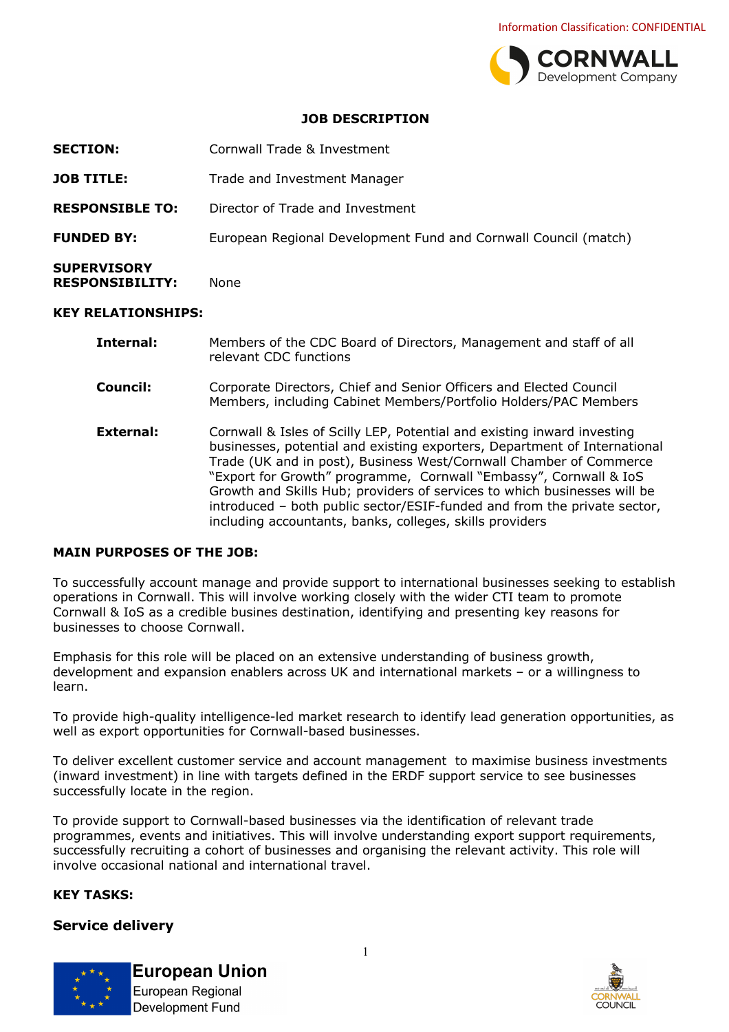Information Classification: CONFIDENTIAL

# JOB DESCRIPTION

| | |
|---|---|
| **SECTION:** | Cornwall Trade & Investment |
| **JOB TITLE:** | Trade and Investment Manager |
| **RESPONSIBLE TO:** | Director of Trade and Investment |
| **FUNDED BY:** | European Regional Development Fund and Cornwall Council (match) |
| **SUPERVISORY RESPONSIBILITY:** | None |

**KEY RELATIONSHIPS:**

| | |
|---|---|
| **Internal:** | Members of the CDC Board of Directors, Management and staff of all relevant CDC functions |
| **Council:** | Corporate Directors, Chief and Senior Officers and Elected Council Members, including Cabinet Members/Portfolio Holders/PAC Members |
| **External:** | Cornwall & Isles of Scilly LEP, Potential and existing inward investing businesses, potential and existing exporters, Department of International Trade (UK and in post), Business West/Cornwall Chamber of Commerce "Export for Growth" programme, Cornwall "Embassy", Cornwall & IoS Growth and Skills Hub; providers of services to which businesses will be introduced – both public sector/ESIF-funded and from the private sector, including accountants, banks, colleges, skills providers |

**MAIN PURPOSES OF THE JOB:**

To successfully account manage and provide support to international businesses seeking to establish operations in Cornwall. This will involve working closely with the wider CTI team to promote Cornwall & IoS as a credible busines destination, identifying and presenting key reasons for businesses to choose Cornwall.

Emphasis for this role will be placed on an extensive understanding of business growth, development and expansion enablers across UK and international markets – or a willingness to learn.

To provide high-quality intelligence-led market research to identify lead generation opportunities, as well as export opportunities for Cornwall-based businesses.

To deliver excellent customer service and account management to maximise business investments (inward investment) in line with targets defined in the ERDF support service to see businesses successfully locate in the region.

To provide support to Cornwall-based businesses via the identification of relevant trade programmes, events and initiatives. This will involve understanding export support requirements, successfully recruiting a cohort of businesses and organising the relevant activity. This role will involve occasional national and international travel.

**KEY TASKS:**

## Service delivery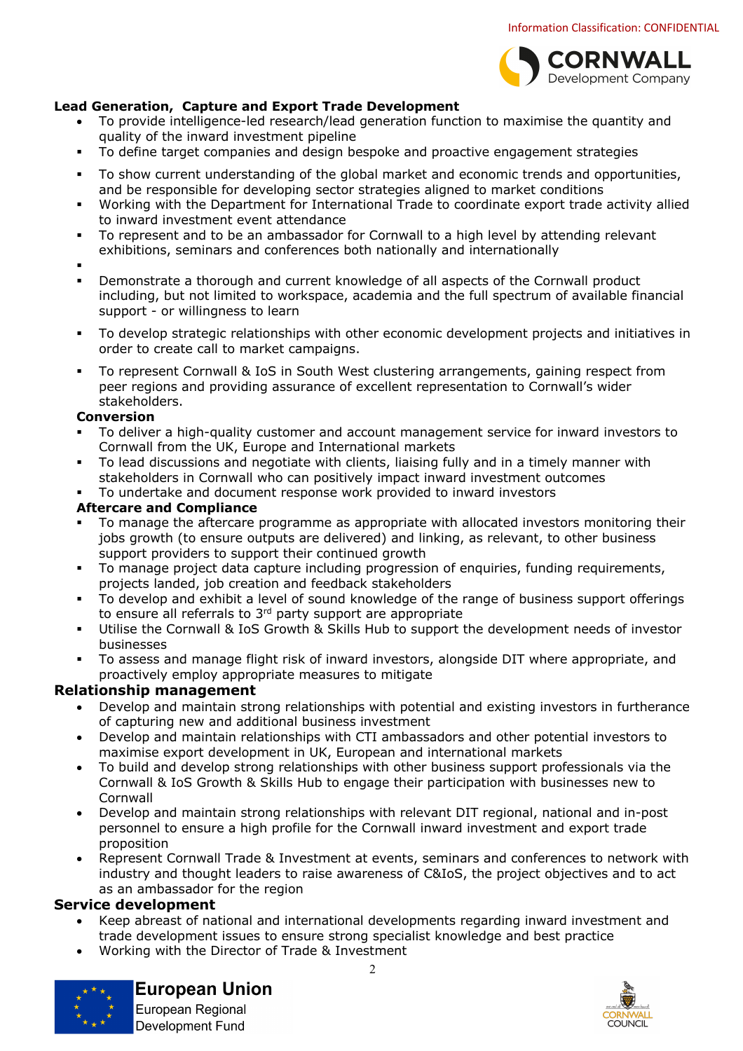**Lead Generation, Capture and Export Trade Development**

- To provide intelligence-led research/lead generation function to maximise the quantity and quality of the inward investment pipeline
- To define target companies and design bespoke and proactive engagement strategies
- To show current understanding of the global market and economic trends and opportunities, and be responsible for developing sector strategies aligned to market conditions
- Working with the Department for International Trade to coordinate export trade activity allied to inward investment event attendance
- To represent and to be an ambassador for Cornwall to a high level by attending relevant exhibitions, seminars and conferences both nationally and internationally
- Demonstrate a thorough and current knowledge of all aspects of the Cornwall product including, but not limited to workspace, academia and the full spectrum of available financial support - or willingness to learn
- To develop strategic relationships with other economic development projects and initiatives in order to create call to market campaigns.
- To represent Cornwall & IoS in South West clustering arrangements, gaining respect from peer regions and providing assurance of excellent representation to Cornwall's wider stakeholders.

**Conversion**

- To deliver a high-quality customer and account management service for inward investors to Cornwall from the UK, Europe and International markets
- To lead discussions and negotiate with clients, liaising fully and in a timely manner with stakeholders in Cornwall who can positively impact inward investment outcomes
- To undertake and document response work provided to inward investors

**Aftercare and Compliance**

- To manage the aftercare programme as appropriate with allocated investors monitoring their jobs growth (to ensure outputs are delivered) and linking, as relevant, to other business support providers to support their continued growth
- To manage project data capture including progression of enquiries, funding requirements, projects landed, job creation and feedback stakeholders
- To develop and exhibit a level of sound knowledge of the range of business support offerings to ensure all referrals to 3rd party support are appropriate
- Utilise the Cornwall & IoS Growth & Skills Hub to support the development needs of investor businesses
- To assess and manage flight risk of inward investors, alongside DIT where appropriate, and proactively employ appropriate measures to mitigate

**Relationship management**

- Develop and maintain strong relationships with potential and existing investors in furtherance of capturing new and additional business investment
- Develop and maintain relationships with CTI ambassadors and other potential investors to maximise export development in UK, European and international markets
- To build and develop strong relationships with other business support professionals via the Cornwall & IoS Growth & Skills Hub to engage their participation with businesses new to Cornwall
- Develop and maintain strong relationships with relevant DIT regional, national and in-post personnel to ensure a high profile for the Cornwall inward investment and export trade proposition
- Represent Cornwall Trade & Investment at events, seminars and conferences to network with industry and thought leaders to raise awareness of C&IoS, the project objectives and to act as an ambassador for the region

**Service development**

- Keep abreast of national and international developments regarding inward investment and trade development issues to ensure strong specialist knowledge and best practice
- Working with the Director of Trade & Investment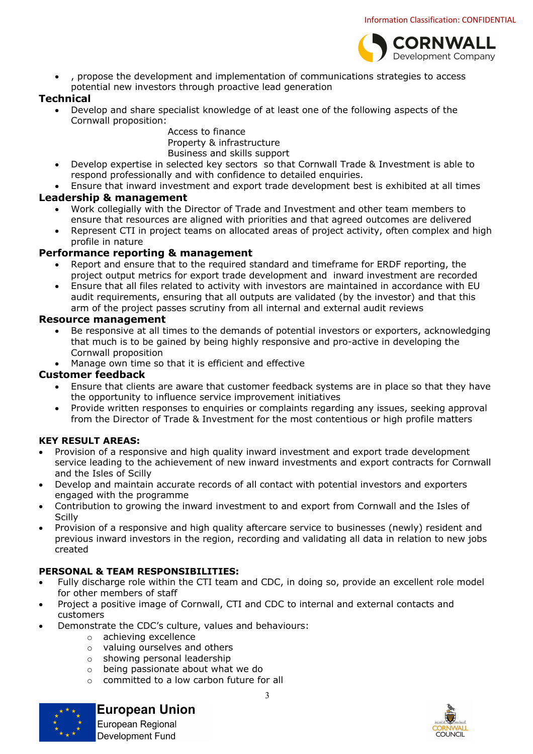- , propose the development and implementation of communications strategies to access potential new investors through proactive lead generation

**Technical**

- Develop and share specialist knowledge of at least one of the following aspects of the Cornwall proposition:
  - Access to finance
  - Property & infrastructure
  - Business and skills support
- Develop expertise in selected key sectors so that Cornwall Trade & Investment is able to respond professionally and with confidence to detailed enquiries.
- Ensure that inward investment and export trade development best is exhibited at all times

**Leadership & management**

- Work collegially with the Director of Trade and Investment and other team members to ensure that resources are aligned with priorities and that agreed outcomes are delivered
- Represent CTI in project teams on allocated areas of project activity, often complex and high profile in nature

**Performance reporting & management**

- Report and ensure that to the required standard and timeframe for ERDF reporting, the project output metrics for export trade development and inward investment are recorded
- Ensure that all files related to activity with investors are maintained in accordance with EU audit requirements, ensuring that all outputs are validated (by the investor) and that this arm of the project passes scrutiny from all internal and external audit reviews

**Resource management**

- Be responsive at all times to the demands of potential investors or exporters, acknowledging that much is to be gained by being highly responsive and pro-active in developing the Cornwall proposition
- Manage own time so that it is efficient and effective

**Customer feedback**

- Ensure that clients are aware that customer feedback systems are in place so that they have the opportunity to influence service improvement initiatives
- Provide written responses to enquiries or complaints regarding any issues, seeking approval from the Director of Trade & Investment for the most contentious or high profile matters

**KEY RESULT AREAS:**

- Provision of a responsive and high quality inward investment and export trade development service leading to the achievement of new inward investments and export contracts for Cornwall and the Isles of Scilly
- Develop and maintain accurate records of all contact with potential investors and exporters engaged with the programme
- Contribution to growing the inward investment to and export from Cornwall and the Isles of Scilly
- Provision of a responsive and high quality aftercare service to businesses (newly) resident and previous inward investors in the region, recording and validating all data in relation to new jobs created

**PERSONAL & TEAM RESPONSIBILITIES:**

- Fully discharge role within the CTI team and CDC, in doing so, provide an excellent role model for other members of staff
- Project a positive image of Cornwall, CTI and CDC to internal and external contacts and customers
- Demonstrate the CDC's culture, values and behaviours:
  - achieving excellence
  - valuing ourselves and others
  - showing personal leadership
  - being passionate about what we do
  - committed to a low carbon future for all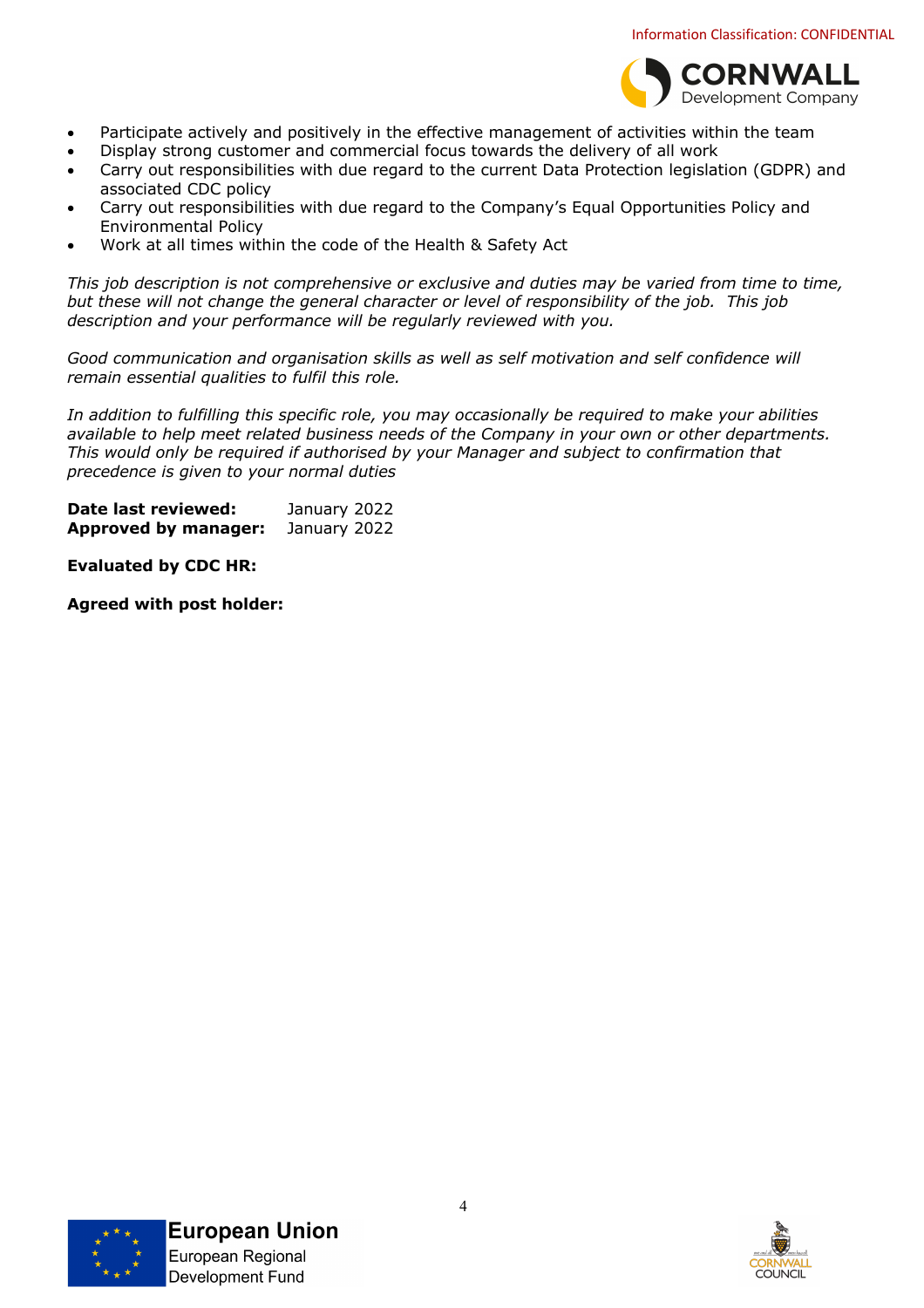- Participate actively and positively in the effective management of activities within the team
- Display strong customer and commercial focus towards the delivery of all work
- Carry out responsibilities with due regard to the current Data Protection legislation (GDPR) and associated CDC policy
- Carry out responsibilities with due regard to the Company's Equal Opportunities Policy and Environmental Policy
- Work at all times within the code of the Health & Safety Act

*This job description is not comprehensive or exclusive and duties may be varied from time to time, but these will not change the general character or level of responsibility of the job. This job description and your performance will be regularly reviewed with you.*

*Good communication and organisation skills as well as self motivation and self confidence will remain essential qualities to fulfil this role.*

*In addition to fulfilling this specific role, you may occasionally be required to make your abilities available to help meet related business needs of the Company in your own or other departments. This would only be required if authorised by your Manager and subject to confirmation that precedence is given to your normal duties*

**Date last reviewed:** January 2022
**Approved by manager:** January 2022

**Evaluated by CDC HR:**

**Agreed with post holder:**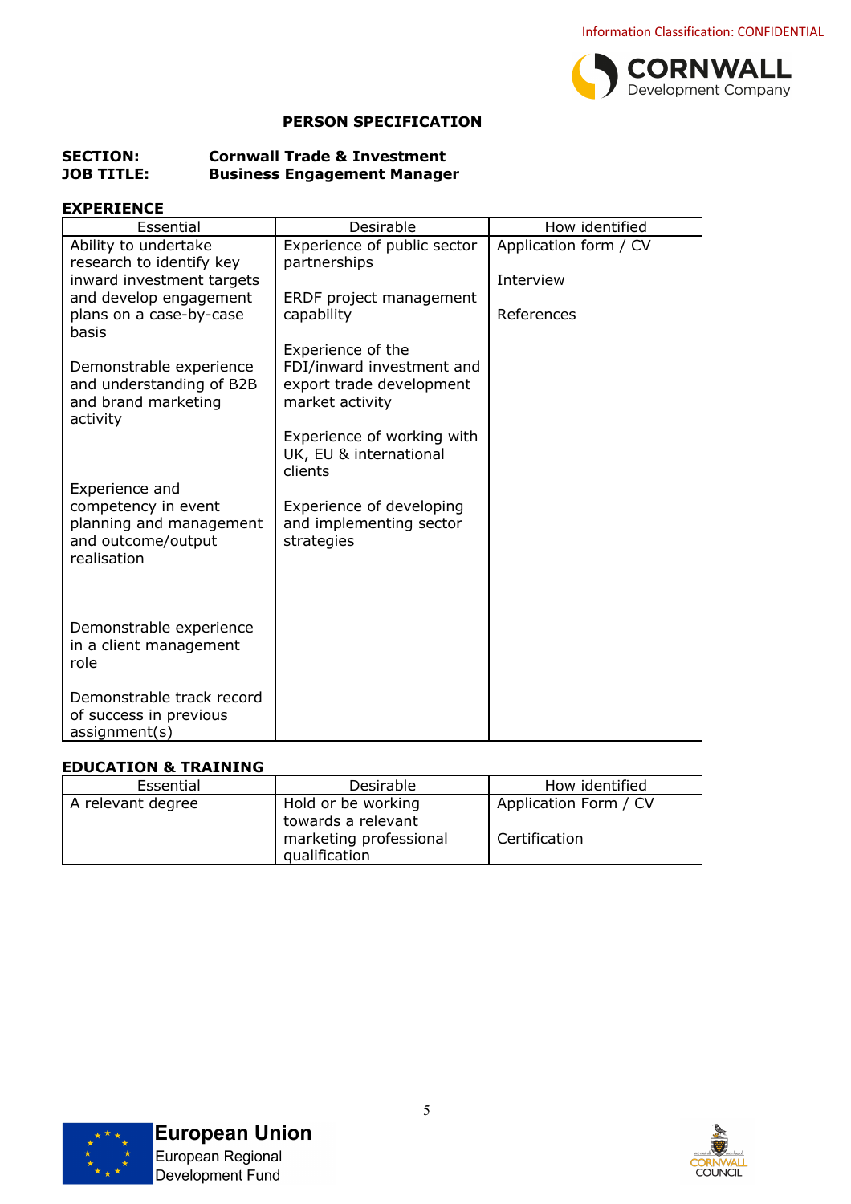Information Classification: CONFIDENTIAL

# PERSON SPECIFICATION

**SECTION:** **Cornwall Trade & Investment**
**JOB TITLE:** **Business Engagement Manager**

## EXPERIENCE

| Essential | Desirable | How identified |
|---|---|---|
| Ability to undertake research to identify key inward investment targets and develop engagement plans on a case-by-case basis<br><br>Demonstrable experience and understanding of B2B and brand marketing activity<br><br>Experience and competency in event planning and management and outcome/output realisation<br><br>Demonstrable experience in a client management role<br><br>Demonstrable track record of success in previous assignment(s) | Experience of public sector partnerships<br><br>ERDF project management capability<br><br>Experience of the FDI/inward investment and export trade development market activity<br><br>Experience of working with UK, EU & international clients<br><br>Experience of developing and implementing sector strategies | Application form / CV<br><br>Interview<br><br>References |

## EDUCATION & TRAINING

| Essential | Desirable | How identified |
|---|---|---|
| A relevant degree | Hold or be working towards a relevant marketing professional qualification | Application Form / CV<br><br>Certification |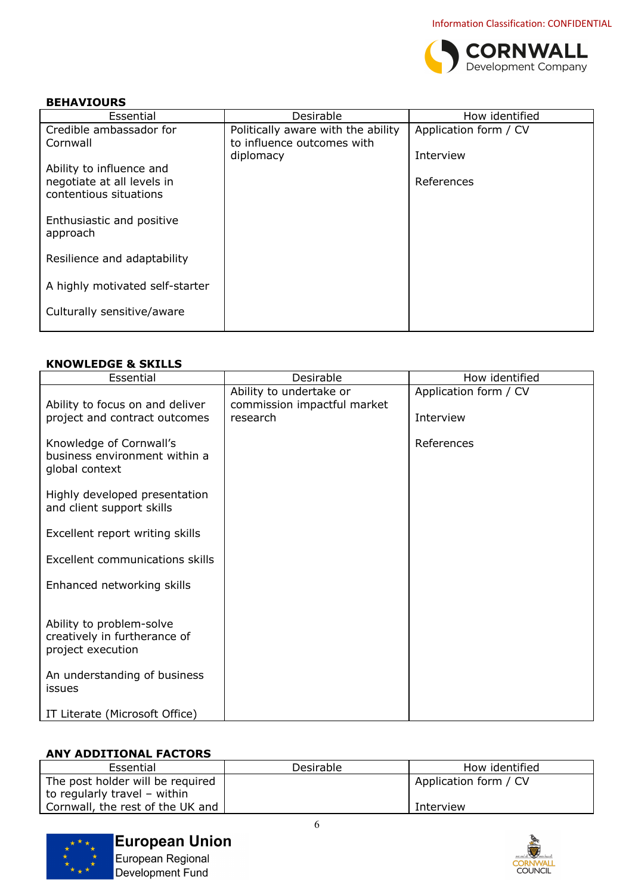**BEHAVIOURS**

| Essential | Desirable | How identified |
|---|---|---|
| Credible ambassador for Cornwall<br><br>Ability to influence and negotiate at all levels in contentious situations<br><br>Enthusiastic and positive approach<br><br>Resilience and adaptability<br><br>A highly motivated self-starter<br><br>Culturally sensitive/aware | Politically aware with the ability to influence outcomes with diplomacy | Application form / CV<br><br>Interview<br><br>References |

**KNOWLEDGE & SKILLS**

| Essential | Desirable | How identified |
|---|---|---|
| Ability to focus on and deliver project and contract outcomes<br><br>Knowledge of Cornwall's business environment within a global context<br><br>Highly developed presentation and client support skills<br><br>Excellent report writing skills<br><br>Excellent communications skills<br><br>Enhanced networking skills<br><br>Ability to problem-solve creatively in furtherance of project execution<br><br>An understanding of business issues<br><br>IT Literate (Microsoft Office) | Ability to undertake or commission impactful market research | Application form / CV<br><br>Interview<br><br>References |

**ANY ADDITIONAL FACTORS**

| Essential | Desirable | How identified |
|---|---|---|
| The post holder will be required to regularly travel – within Cornwall, the rest of the UK and | | Application form / CV<br><br>Interview |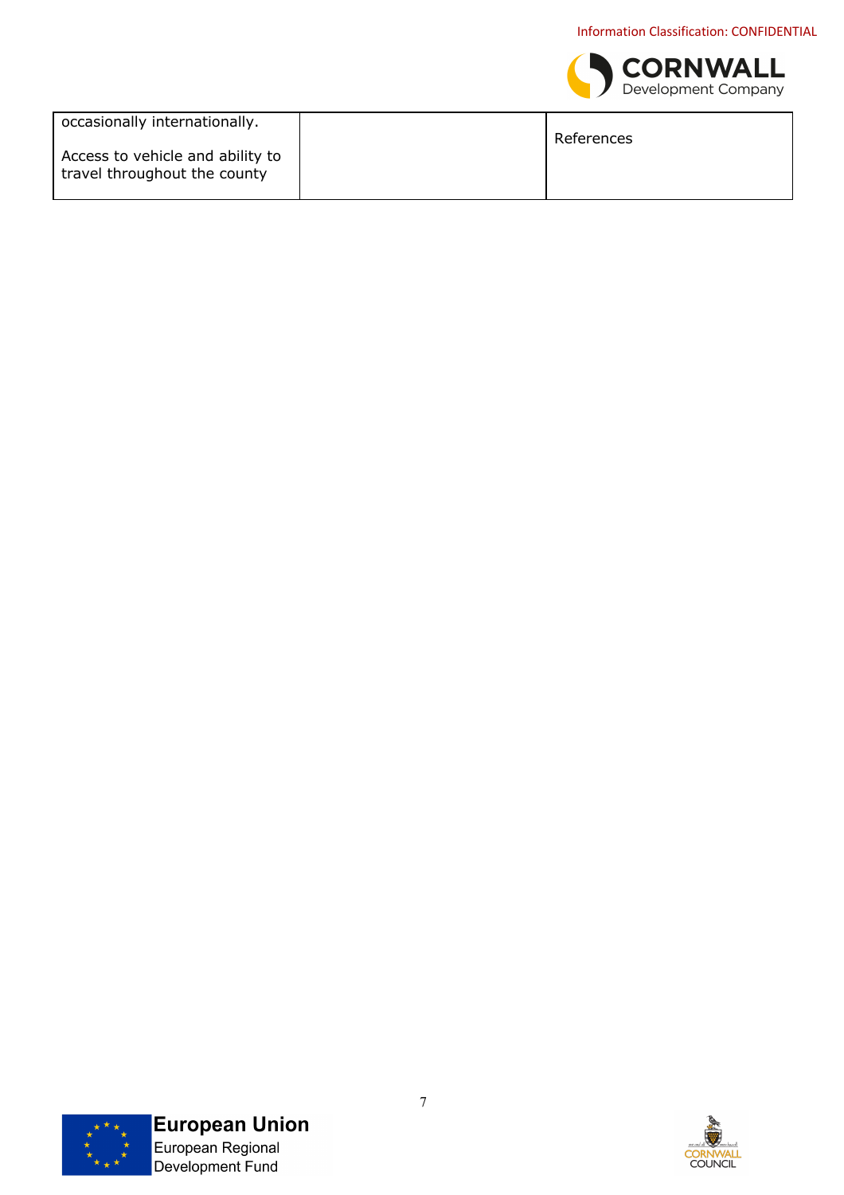| | | |
|---|---|---|
| occasionally internationally.<br><br>Access to vehicle and ability to travel throughout the county | | References |